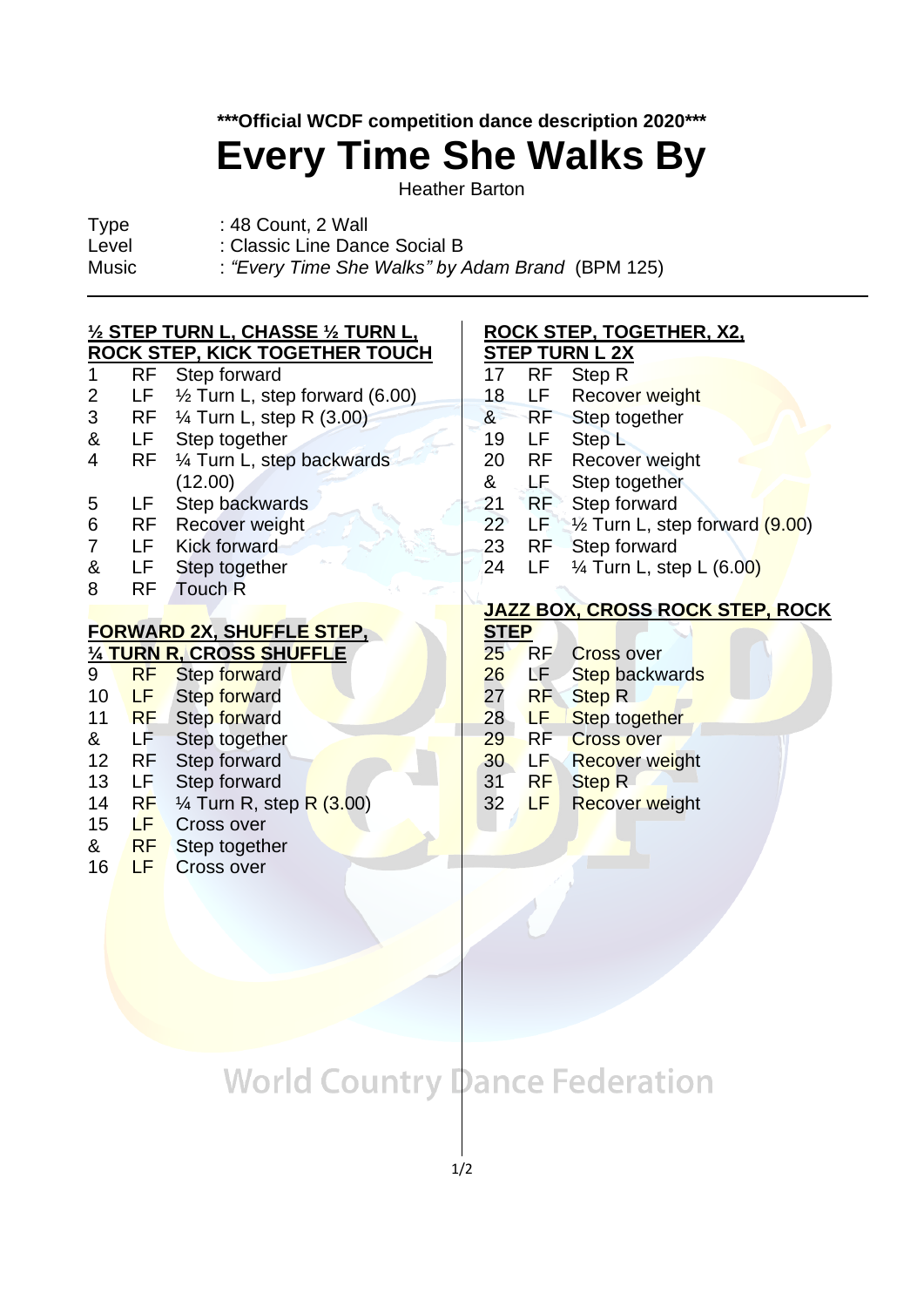**\*\*\*Official WCDF competition dance description 2020\*\*\***

# Every Time She Walks By

Heather Barton

| | |
|---|---|
| Type | : 48 Count, 2 Wall |
| Level | : Classic Line Dance Social B |
| Music | : *"Every Time She Walks" by Adam Brand* (BPM 125) |

**½ STEP TURN L, CHASSE ½ TURN L, ROCK STEP, KICK TOGETHER TOUCH**

| | | |
|---|---|---|
| 1 | RF | Step forward |
| 2 | LF | ½ Turn L, step forward (6.00) |
| 3 | RF | ¼ Turn L, step R (3.00) |
| & | LF | Step together |
| 4 | RF | ¼ Turn L, step backwards (12.00) |
| 5 | LF | Step backwards |
| 6 | RF | Recover weight |
| 7 | LF | Kick forward |
| & | LF | Step together |
| 8 | RF | Touch R |

**FORWARD 2X, SHUFFLE STEP, ¼ TURN R, CROSS SHUFFLE**

| | | |
|---|---|---|
| 9 | RF | Step forward |
| 10 | LF | Step forward |
| 11 | RF | Step forward |
| & | LF | Step together |
| 12 | RF | Step forward |
| 13 | LF | Step forward |
| 14 | RF | ¼ Turn R, step R (3.00) |
| 15 | LF | Cross over |
| & | RF | Step together |
| 16 | LF | Cross over |

**ROCK STEP, TOGETHER, X2, STEP TURN L 2X**

| | | |
|---|---|---|
| 17 | RF | Step R |
| 18 | LF | Recover weight |
| & | RF | Step together |
| 19 | LF | Step L |
| 20 | RF | Recover weight |
| & | LF | Step together |
| 21 | RF | Step forward |
| 22 | LF | ½ Turn L, step forward (9.00) |
| 23 | RF | Step forward |
| 24 | LF | ¼ Turn L, step L (6.00) |

**JAZZ BOX, CROSS ROCK STEP, ROCK STEP**

| | | |
|---|---|---|
| 25 | RF | Cross over |
| 26 | LF | Step backwards |
| 27 | RF | Step R |
| 28 | LF | Step together |
| 29 | RF | Cross over |
| 30 | LF | Recover weight |
| 31 | RF | Step R |
| 32 | LF | Recover weight |

World Country Dance Federation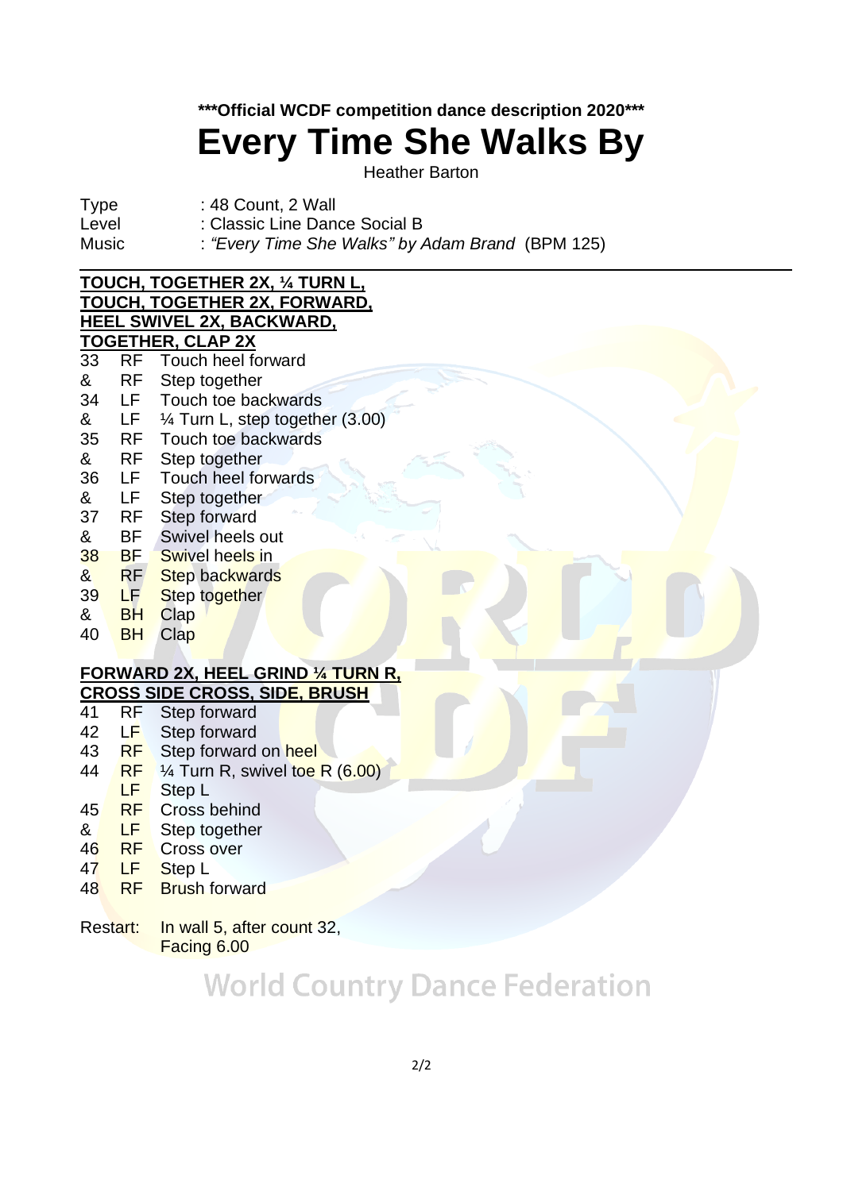**\*\*\*Official WCDF competition dance description 2020\*\*\***

# Every Time She Walks By

Heather Barton

| | |
|---|---|
| Type | : 48 Count, 2 Wall |
| Level | : Classic Line Dance Social B |
| Music | : *"Every Time She Walks" by Adam Brand* (BPM 125) |

**TOUCH, TOGETHER 2X, ¼ TURN L, TOUCH, TOGETHER 2X, FORWARD, HEEL SWIVEL 2X, BACKWARD, TOGETHER, CLAP 2X**

| | | |
|---|---|---|
| 33 | RF | Touch heel forward |
| & | RF | Step together |
| 34 | LF | Touch toe backwards |
| & | LF | ¼ Turn L, step together (3.00) |
| 35 | RF | Touch toe backwards |
| & | RF | Step together |
| 36 | LF | Touch heel forwards |
| & | LF | Step together |
| 37 | RF | Step forward |
| & | BF | Swivel heels out |
| 38 | BF | Swivel heels in |
| & | RF | Step backwards |
| 39 | LF | Step together |
| & | BH | Clap |
| 40 | BH | Clap |

**FORWARD 2X, HEEL GRIND ¼ TURN R, CROSS SIDE CROSS, SIDE, BRUSH**

| | | |
|---|---|---|
| 41 | RF | Step forward |
| 42 | LF | Step forward |
| 43 | RF | Step forward on heel |
| 44 | RF | ¼ Turn R, swivel toe R (6.00) |
| | LF | Step L |
| 45 | RF | Cross behind |
| & | LF | Step together |
| 46 | RF | Cross over |
| 47 | LF | Step L |
| 48 | RF | Brush forward |

Restart: In wall 5, after count 32, Facing 6.00

World Country Dance Federation